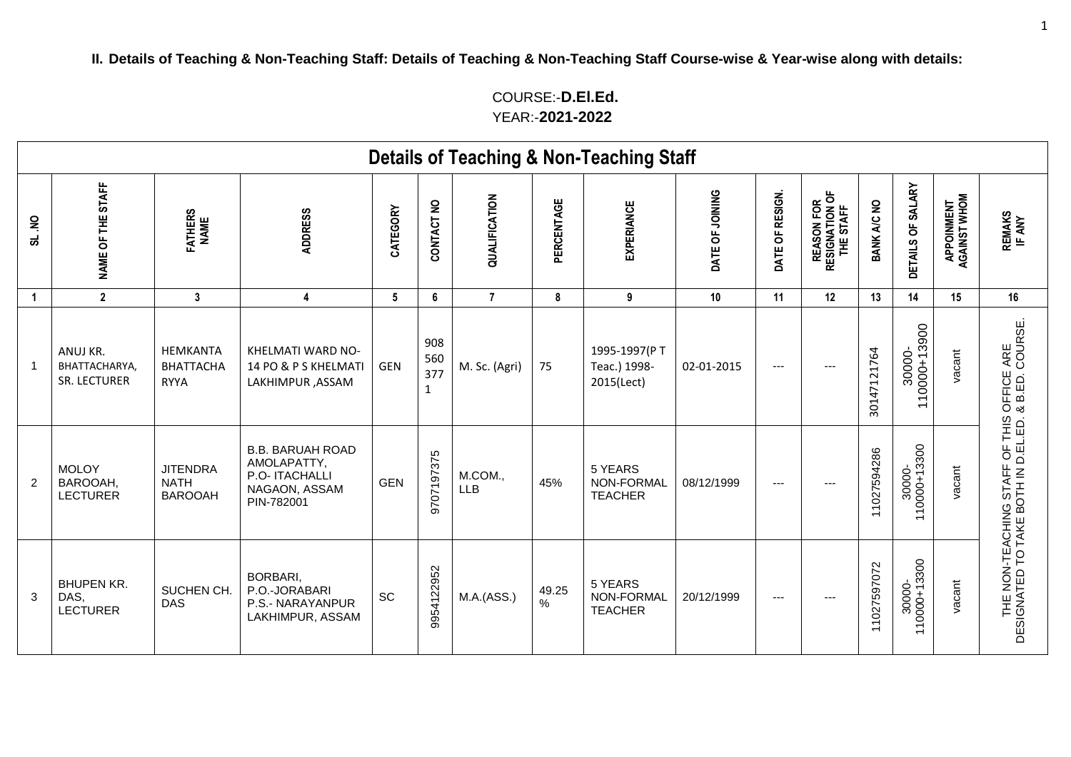**II. Details of Teaching & Non-Teaching Staff: Details of Teaching & Non-Teaching Staff Course-wise & Year-wise along with details:**

COURSE:-**D.El.Ed.**
YEAR:-**2021-2022**

| Details of Teaching & Non-Teaching Staff | | | | | | | | | | | | | | | |
|---|---|---|---|---|---|---|---|---|---|---|---|---|---|---|---|
| SL .NO | NAME OF THE STAFF | FATHERS NAME | ADDRESS | CATEGORY | CONTACT NO | QUALIFICATION | PERCENTAGE | EXPERIANCE | DATE OF JOINING | DATE OF RESIGN. | REASON FOR RESIGNATION OF THE STAFF | BANK A/C NO | DETAILS OF SALARY | APPOINMENT AGAINST WHOM | REMAKS IF ANY |
| 1 | 2 | 3 | 4 | 5 | 6 | 7 | 8 | 9 | 10 | 11 | 12 | 13 | 14 | 15 | 16 |
| 1 | ANUJ KR. BHATTACHARYA, SR. LECTURER | HEMKANTA BHATTACHA RYYA | KHELMATI WARD NO-14 PO & P S KHELMATI LAKHIMPUR ,ASSAM | GEN | 9085603771 | M. Sc. (Agri) | 75 | 1995-1997(P T Teac.) 1998-2015(Lect) | 02-01-2015 | --- | --- | 30147121764 | 30000-110000+13900 | vacant | THE NON-TEACHING STAFF OF THIS OFFICE ARE DESIGNATED TO TAKE BOTH IN D.EL.ED. & B.ED. COURSE. |
| 2 | MOLOY BAROOAH, LECTURER | JITENDRA NATH BAROOAH | B.B. BARUAH ROAD AMOLAPATTY, P.O- ITACHALLI NAGAON, ASSAM PIN-782001 | GEN | 9707197375 | M.COM., LLB | 45% | 5 YEARS NON-FORMAL TEACHER | 08/12/1999 | --- | --- | 11027594286 | 30000-110000+13300 | vacant | |
| 3 | BHUPEN KR. DAS, LECTURER | SUCHEN CH. DAS | BORBARI, P.O.-JORABARI P.S.- NARAYANPUR LAKHIMPUR, ASSAM | SC | 9954122952 | M.A.(ASS.) | 49.25 % | 5 YEARS NON-FORMAL TEACHER | 20/12/1999 | --- | --- | 11027597072 | 30000-110000+13300 | vacant | |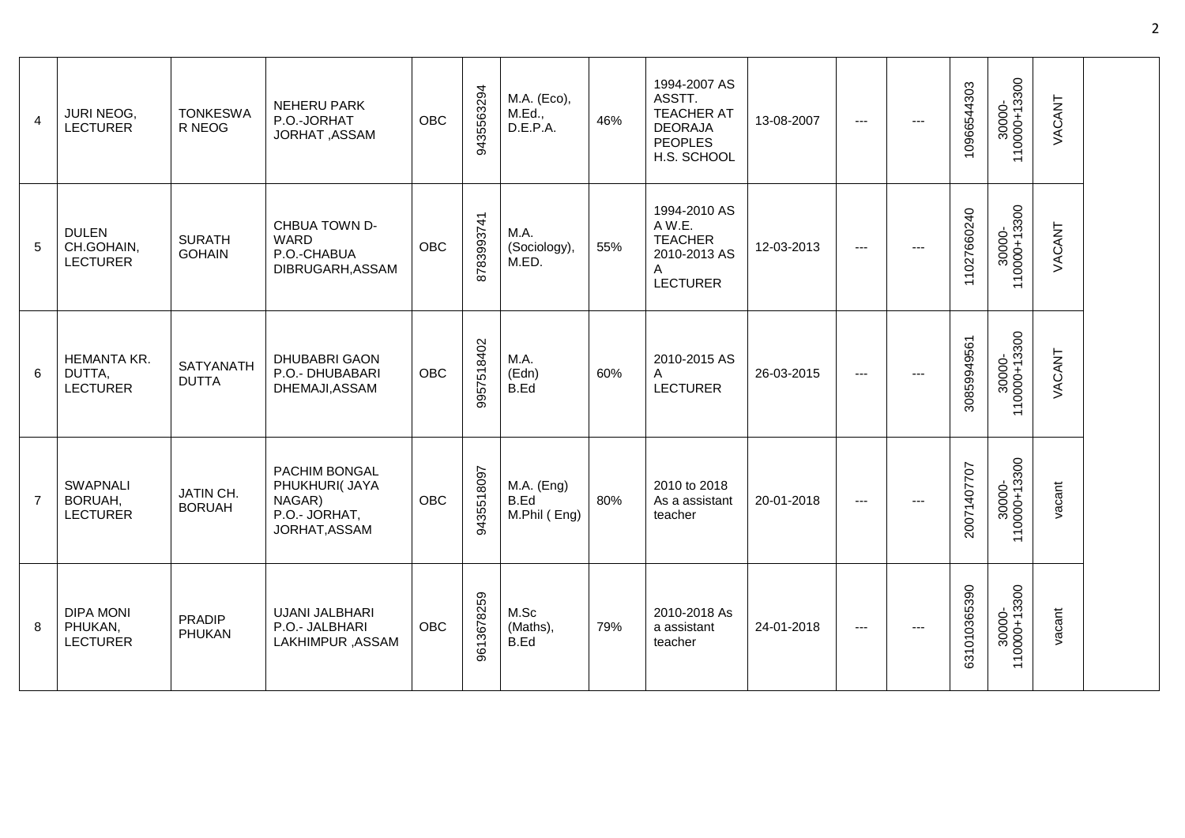| | | | | | | | | | | | | | | | |
|---|---|---|---|---|---|---|---|---|---|---|---|---|---|---|---|
| 4 | JURI NEOG, LECTURER | TONKESWAR NEOG | NEHERU PARK P.O.-JORHAT JORHAT ,ASSAM | OBC | 9435563294 | M.A. (Eco), M.Ed., D.E.P.A. | 46% | 1994-2007 AS ASSTT. TEACHER AT DEORAJA PEOPLES H.S. SCHOOL | 13-08-2007 | --- | --- | 10966544303 | 30000-110000+13300 | VACANT | |
| 5 | DULEN CH.GOHAIN, LECTURER | SURATH GOHAIN | CHBUA TOWN D-WARD P.O.-CHABUA DIBRUGARH,ASSAM | OBC | 8783993741 | M.A. (Sociology), M.ED. | 55% | 1994-2010 AS A W.E. TEACHER 2010-2013 AS A LECTURER | 12-03-2013 | --- | --- | 11027660240 | 30000-110000+13300 | VACANT | |
| 6 | HEMANTA KR. DUTTA, LECTURER | SATYANATH DUTTA | DHUBABRI GAON P.O.- DHUBABARI DHEMAJI,ASSAM | OBC | 9957518402 | M.A. (Edn) B.Ed | 60% | 2010-2015 AS A LECTURER | 26-03-2015 | --- | --- | 30859949561 | 30000-110000+13300 | VACANT | |
| 7 | SWAPNALI BORUAH, LECTURER | JATIN CH. BORUAH | PACHIM BONGAL PHUKHURI( JAYA NAGAR) P.O.- JORHAT, JORHAT,ASSAM | OBC | 9435518097 | M.A. (Eng) B.Ed M.Phil ( Eng) | 80% | 2010 to 2018 As a assistant teacher | 20-01-2018 | --- | --- | 20071407707 | 30000-110000+13300 | vacant | |
| 8 | DIPA MONI PHUKAN, LECTURER | PRADIP PHUKAN | UJANI JALBHARI P.O.- JALBHARI LAKHIMPUR ,ASSAM | OBC | 9613678259 | M.Sc (Maths), B.Ed | 79% | 2010-2018 As a assistant teacher | 24-01-2018 | --- | --- | 631010365390 | 30000-110000+13300 | vacant | |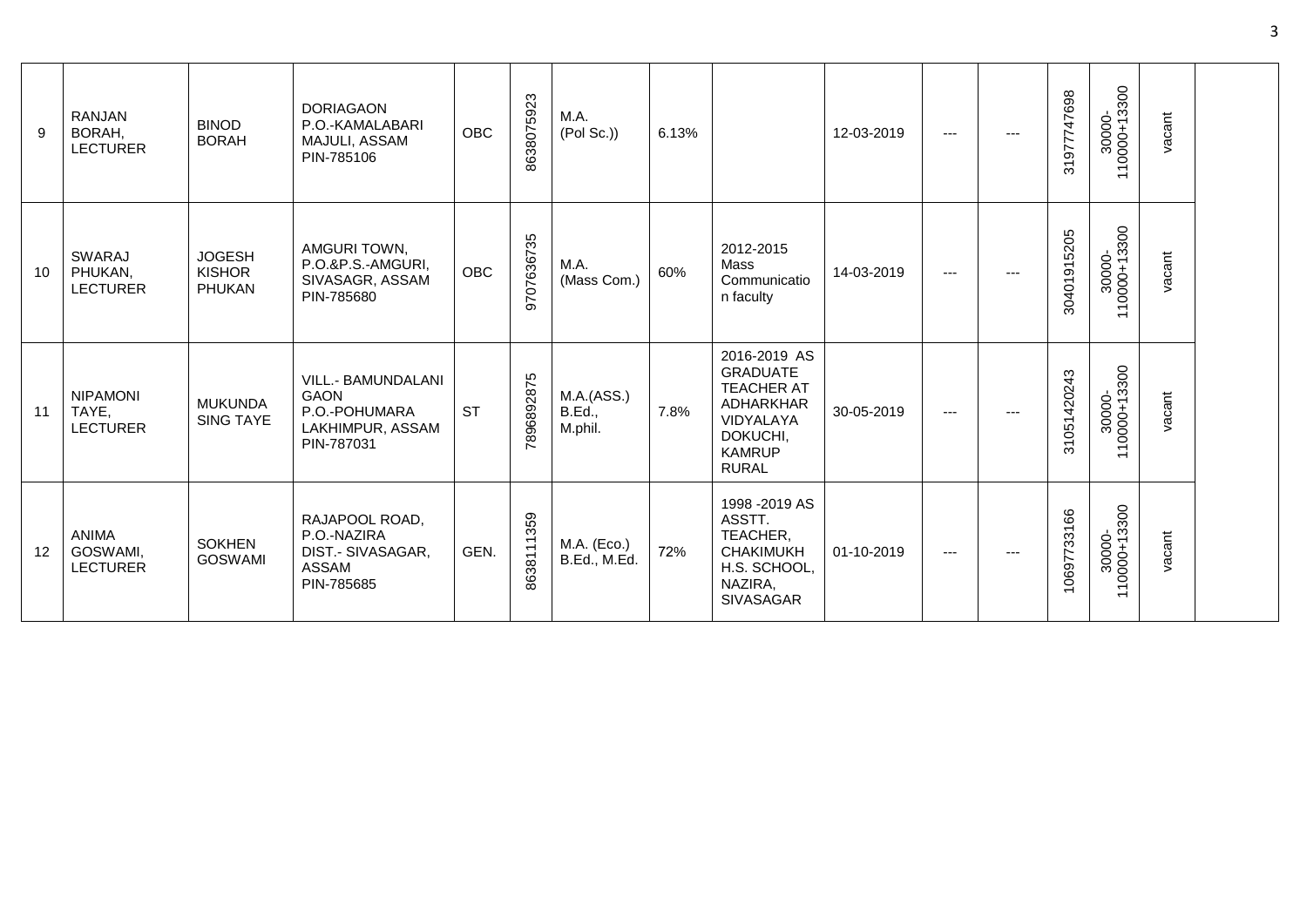| | | | | | | | | | | | | | | | |
|---|---|---|---|---|---|---|---|---|---|---|---|---|---|---|---|
| 9 | RANJAN BORAH, LECTURER | BINOD BORAH | DORIAGAON P.O.-KAMALABARI MAJULI, ASSAM PIN-785106 | OBC | 8638075923 | M.A. (Pol Sc.)) | 6.13% | | 12-03-2019 | --- | --- | 31977747698 | 30000-110000+13300 | vacant | |
| 10 | SWARAJ PHUKAN, LECTURER | JOGESH KISHOR PHUKAN | AMGURI TOWN, P.O.&P.S.-AMGURI, SIVASAGR, ASSAM PIN-785680 | OBC | 9707636735 | M.A. (Mass Com.) | 60% | 2012-2015 Mass Communicatio n faculty | 14-03-2019 | --- | --- | 30401915205 | 30000-110000+13300 | vacant | |
| 11 | NIPAMONI TAYE, LECTURER | MUKUNDA SING TAYE | VILL.- BAMUNDALANI GAON P.O.-POHUMARA LAKHIMPUR, ASSAM PIN-787031 | ST | 7896892875 | M.A.(ASS.) B.Ed., M.phil. | 7.8% | 2016-2019 AS GRADUATE TEACHER AT ADHARKHAR VIDYALAYA DOKUCHI, KAMRUP RURAL | 30-05-2019 | --- | --- | 31051420243 | 30000-110000+13300 | vacant | |
| 12 | ANIMA GOSWAMI, LECTURER | SOKHEN GOSWAMI | RAJAPOOL ROAD, P.O.-NAZIRA DIST.- SIVASAGAR, ASSAM PIN-785685 | GEN. | 8638111359 | M.A. (Eco.) B.Ed., M.Ed. | 72% | 1998 -2019 AS ASSTT. TEACHER, CHAKIMUKH H.S. SCHOOL, NAZIRA, SIVASAGAR | 01-10-2019 | --- | --- | 10697733166 | 30000-110000+13300 | vacant | |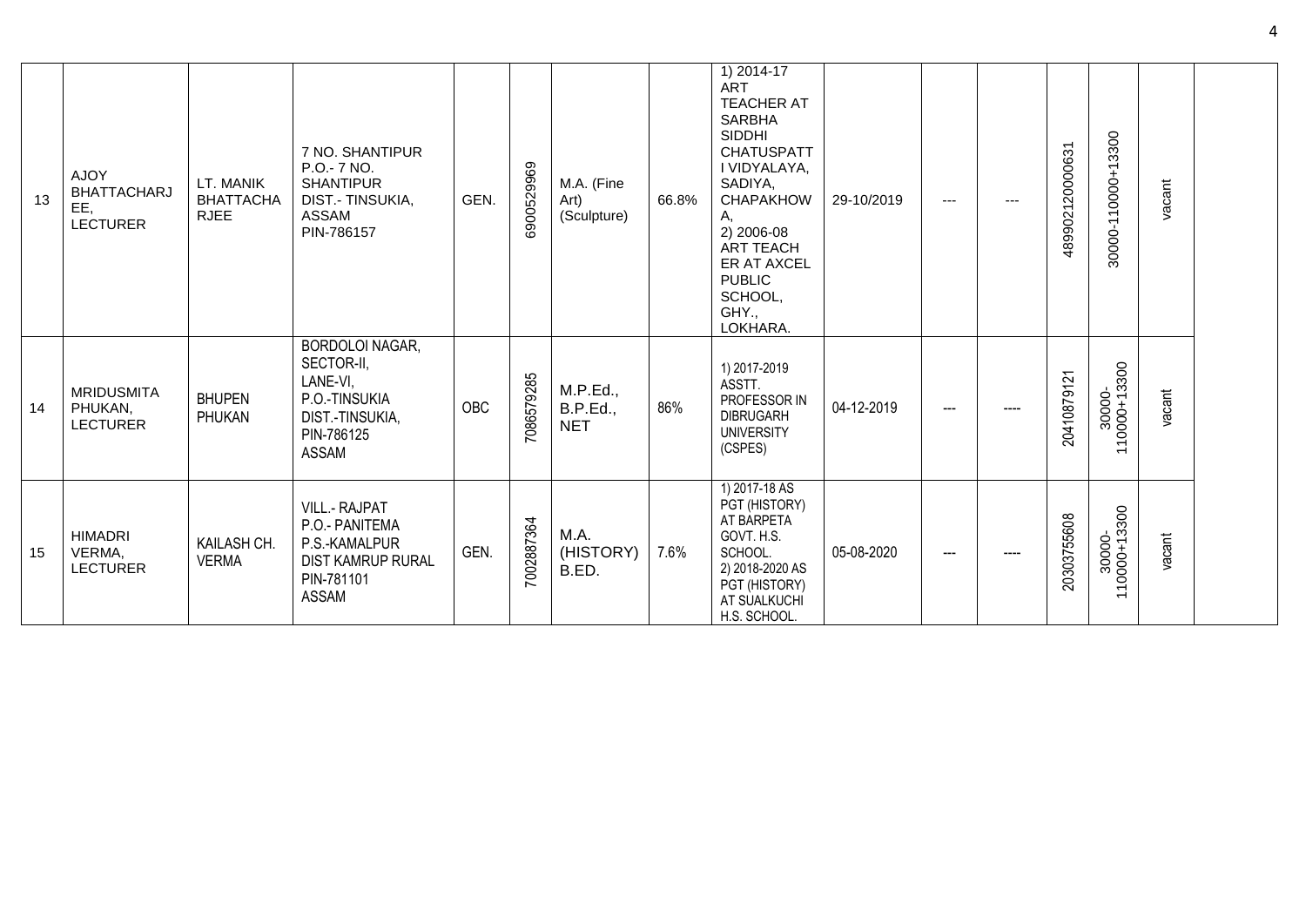| 13 | AJOY BHATTACHARJEE, LECTURER | LT. MANIK BHATTACHARJEE | 7 NO. SHANTIPUR P.O.- 7 NO. SHANTIPUR DIST.- TINSUKIA, ASSAM PIN-786157 | GEN. | 6900529969 | M.A. (Fine Art) (Sculpture) | 66.8% | 1) 2014-17 ART TEACHER AT SARBHA SIDDHI CHATUSPATTI VIDYALAYA, SADIYA, CHAPAKHOWA, 2) 2006-08 ART TEACHER AT AXCEL PUBLIC SCHOOL, GHY., LOKHARA. | 29-10/2019 | --- | --- | 489902120000631 | 30000-110000+13300 | vacant | |
|---|---|---|---|---|---|---|---|---|---|---|---|---|---|---|---|
| 14 | MRIDUSMITA PHUKAN, LECTURER | BHUPEN PHUKAN | BORDOLOI NAGAR, SECTOR-II, LANE-VI, P.O.-TINSUKIA DIST.-TINSUKIA, PIN-786125 ASSAM | OBC | 7086579285 | M.P.Ed., B.P.Ed., NET | 86% | 1) 2017-2019 ASSTT. PROFESSOR IN DIBRUGARH UNIVERSITY (CSPES) | 04-12-2019 | --- | ---- | 20410879121 | 30000-110000+13300 | vacant | |
| 15 | HIMADRI VERMA, LECTURER | KAILASH CH. VERMA | VILL.- RAJPAT P.O.- PANITEMA P.S.-KAMALPUR DIST KAMRUP RURAL PIN-781101 ASSAM | GEN. | 7002887364 | M.A. (HISTORY) B.ED. | 7.6% | 1) 2017-18 AS PGT (HISTORY) AT BARPETA GOVT. H.S. SCHOOL. 2) 2018-2020 AS PGT (HISTORY) AT SUALKUCHI H.S. SCHOOL. | 05-08-2020 | --- | ---- | 20303755608 | 30000-110000+13300 | vacant | |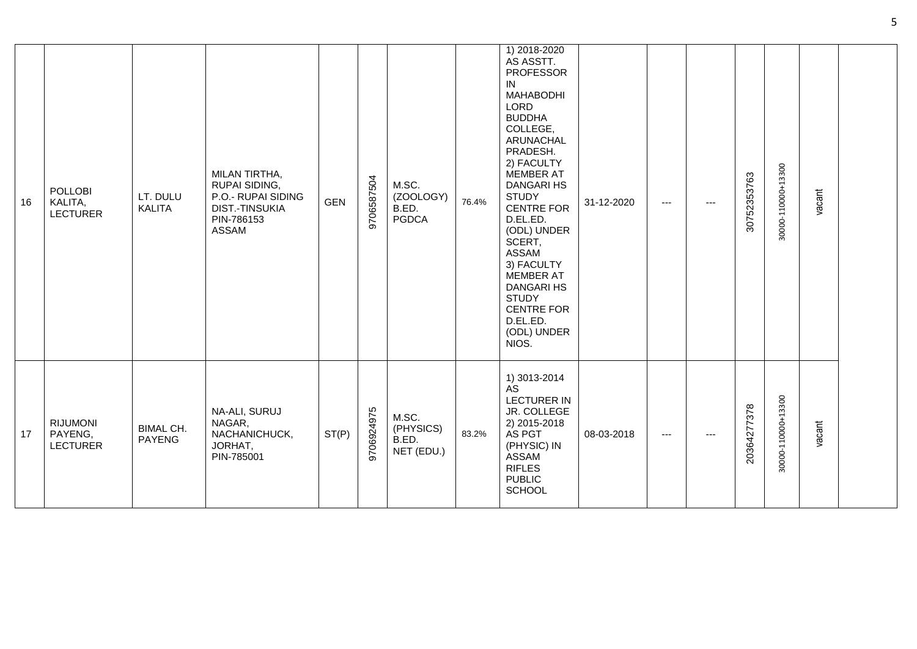| 16 | POLLOBI KALITA, LECTURER | LT. DULU KALITA | MILAN TIRTHA, RUPAI SIDING, P.O.- RUPAI SIDING DIST.-TINSUKIA PIN-786153 ASSAM | GEN | 9706587504 | M.SC. (ZOOLOGY) B.ED. PGDCA | 76.4% | 1) 2018-2020 AS ASSTT. PROFESSOR IN MAHABODHI LORD BUDDHA COLLEGE, ARUNACHAL PRADESH. 2) FACULTY MEMBER AT DANGARI HS STUDY CENTRE FOR D.EL.ED. (ODL) UNDER SCERT, ASSAM 3) FACULTY MEMBER AT DANGARI HS STUDY CENTRE FOR D.EL.ED. (ODL) UNDER NIOS. | 31-12-2020 | --- | --- | 30752353763 | 30000-110000+13300 | vacant | |
|---|---|---|---|---|---|---|---|---|---|---|---|---|---|---|---|
| 17 | RIJUMONI PAYENG, LECTURER | BIMAL CH. PAYENG | NA-ALI, SURUJ NAGAR, NACHANICHUCK, JORHAT, PIN-785001 | ST(P) | 9706924975 | M.SC. (PHYSICS) B.ED. NET (EDU.) | 83.2% | 1) 3013-2014 AS LECTURER IN JR. COLLEGE 2) 2015-2018 AS PGT (PHYSIC) IN ASSAM RIFLES PUBLIC SCHOOL | 08-03-2018 | --- | --- | 20364277378 | 30000-110000+13300 | vacant | |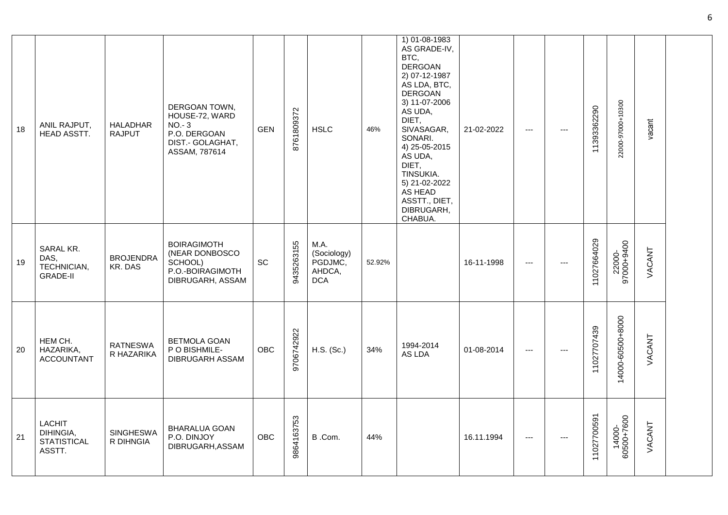| | | | | | | | | | | | | | | | |
|---|---|---|---|---|---|---|---|---|---|---|---|---|---|---|---|
| 18 | ANIL RAJPUT, HEAD ASSTT. | HALADHAR RAJPUT | DERGOAN TOWN, HOUSE-72, WARD NO.- 3 P.O. DERGOAN DIST.- GOLAGHAT, ASSAM, 787614 | GEN | 8761809372 | HSLC | 46% | 1) 01-08-1983 AS GRADE-IV, BTC, DERGOAN 2) 07-12-1987 AS LDA, BTC, DERGOAN 3) 11-07-2006 AS UDA, DIET, SIVASAGAR, SONARI. 4) 25-05-2015 AS UDA, DIET, TINSUKIA. 5) 21-02-2022 AS HEAD ASSTT., DIET, DIBRUGARH, CHABUA. | 21-02-2022 | --- | --- | 11393362290 | 22000-97000+10300 | vacant | |
| 19 | SARAL KR. DAS, TECHNICIAN, GRADE-II | BROJENDRA KR. DAS | BOIRAGIMOTH (NEAR DONBOSCO SCHOOL) P.O.-BOIRAGIMOTH DIBRUGARH, ASSAM | SC | 9435263155 | M.A. (Sociology) PGDJMC, AHDCA, DCA | 52.92% | | 16-11-1998 | --- | --- | 11027664029 | 22000-97000+9400 | VACANT | |
| 20 | HEM CH. HAZARIKA, ACCOUNTANT | RATNESWAR HAZARIKA | BETMOLA GOAN P O BISHMILE- DIBRUGARH ASSAM | OBC | 9706742922 | H.S. (Sc.) | 34% | 1994-2014 AS LDA | 01-08-2014 | --- | --- | 11027707439 | 14000-60500+8000 | VACANT | |
| 21 | LACHIT DIHINGIA, STATISTICAL ASSTT. | SINGHESWAR DIHNGIA | BHARALUA GOAN P.O. DINJOY DIBRUGARH,ASSAM | OBC | 9864163753 | B .Com. | 44% | | 16.11.1994 | --- | --- | 11027700591 | 14000-60500+7600 | VACANT | |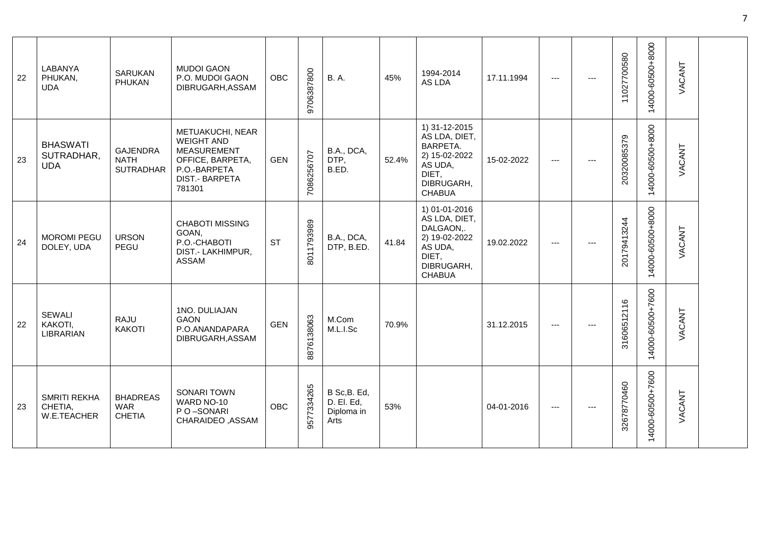| | | | | | | | | | | | | | | | | |
|---|---|---|---|---|---|---|---|---|---|---|---|---|---|---|---|---|
| 22 | LABANYA PHUKAN, UDA | SARUKAN PHUKAN | MUDOI GAON P.O. MUDOI GAON DIBRUGARH,ASSAM | OBC | 9706387800 | B. A. | 45% | 1994-2014 AS LDA | 17.11.1994 | --- | --- | 11027700580 | 14000-60500+8000 | VACANT | |
| 23 | BHASWATI SUTRADHAR, UDA | GAJENDRA NATH SUTRADHAR | METUAKUCHI, NEAR WEIGHT AND MEASUREMENT OFFICE, BARPETA, P.O.-BARPETA DIST.- BARPETA 781301 | GEN | 7086256707 | B.A., DCA, DTP, B.ED. | 52.4% | 1) 31-12-2015 AS LDA, DIET, BARPETA. 2) 15-02-2022 AS UDA, DIET, DIBRUGARH, CHABUA | 15-02-2022 | --- | --- | 20320085379 | 14000-60500+8000 | VACANT | |
| 24 | MOROMI PEGU DOLEY, UDA | URSON PEGU | CHABOTI MISSING GOAN, P.O.-CHABOTI DIST.- LAKHIMPUR, ASSAM | ST | 8011793989 | B.A., DCA, DTP, B.ED. | 41.84 | 1) 01-01-2016 AS LDA, DIET, DALGAON,. 2) 19-02-2022 AS UDA, DIET, DIBRUGARH, CHABUA | 19.02.2022 | --- | --- | 20179413244 | 14000-60500+8000 | VACANT | |
| 22 | SEWALI KAKOTI, LIBRARIAN | RAJU KAKOTI | 1NO. DULIAJAN GAON P.O.ANANDAPARA DIBRUGARH,ASSAM | GEN | 8876138063 | M.Com M.L.I.Sc | 70.9% | | 31.12.2015 | --- | --- | 31606512116 | 14000-60500+7600 | VACANT | |
| 23 | SMRITI REKHA CHETIA, W.E.TEACHER | BHADREAS WAR CHETIA | SONARI TOWN WARD NO-10 P O –SONARI CHARAIDEO ,ASSAM | OBC | 9577334265 | B Sc,B. Ed, D. El. Ed, Diploma in Arts | 53% | | 04-01-2016 | --- | --- | 32678770460 | 14000-60500+7600 | VACANT | |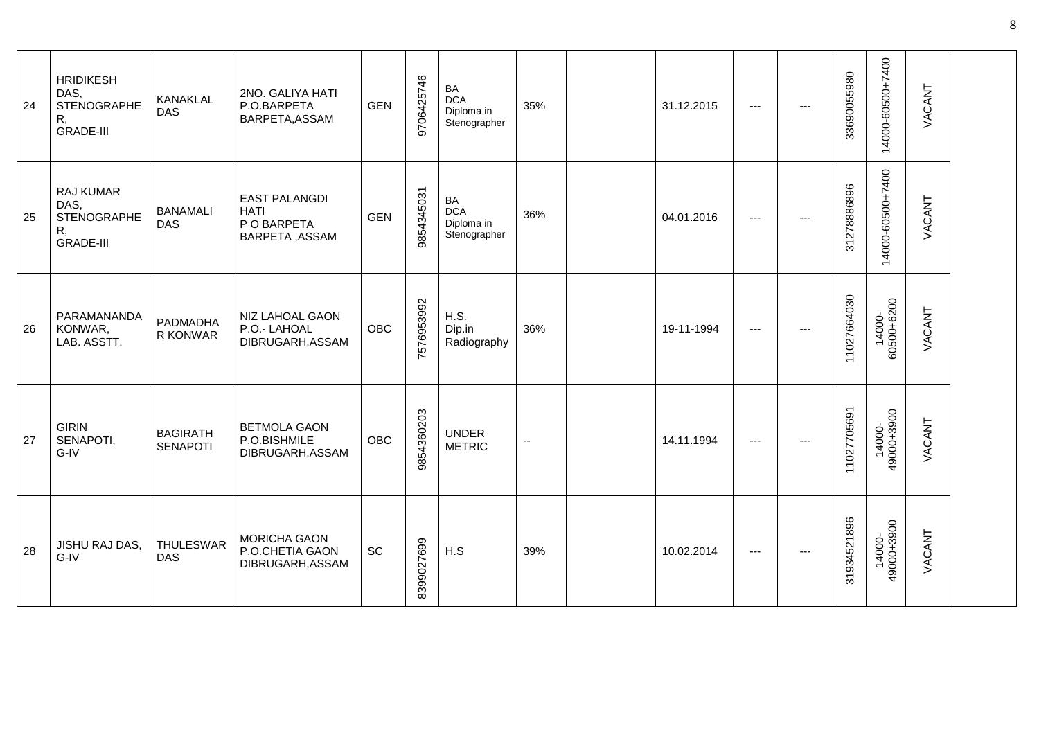| 24 | HRIDIKESH DAS, STENOGRAPHER, GRADE-III | KANAKLAL DAS | 2NO. GALIYA HATI P.O.BARPETA BARPETA,ASSAM | GEN | 9706425746 | BA DCA Diploma in Stenographer | 35% | | 31.12.2015 | --- | --- | 33690055980 | 14000-60500+7400 | VACANT | |
|---|---|---|---|---|---|---|---|---|---|---|---|---|---|---|---|
| 25 | RAJ KUMAR DAS, STENOGRAPHER, GRADE-III | BANAMALI DAS | EAST PALANGDI HATI P O BARPETA BARPETA ,ASSAM | GEN | 9854345031 | BA DCA Diploma in Stenographer | 36% | | 04.01.2016 | --- | --- | 31278886896 | 14000-60500+7400 | VACANT | |
| 26 | PARAMANANDA KONWAR, LAB. ASSTT. | PADMADHAR KONWAR | NIZ LAHOAL GAON P.O.- LAHOAL DIBRUGARH,ASSAM | OBC | 7576953992 | H.S. Dip.in Radiography | 36% | | 19-11-1994 | --- | --- | 11027664030 | 14000-60500+6200 | VACANT | |
| 27 | GIRIN SENAPOTI, G-IV | BAGIRATH SENAPOTI | BETMOLA GAON P.O.BISHMILE DIBRUGARH,ASSAM | OBC | 9854360203 | UNDER METRIC | -- | | 14.11.1994 | --- | --- | 11027705691 | 14000-49000+3900 | VACANT | |
| 28 | JISHU RAJ DAS, G-IV | THULESWAR DAS | MORICHA GAON P.O.CHETIA GAON DIBRUGARH,ASSAM | SC | 8399027699 | H.S | 39% | | 10.02.2014 | --- | --- | 31934521896 | 14000-49000+3900 | VACANT | |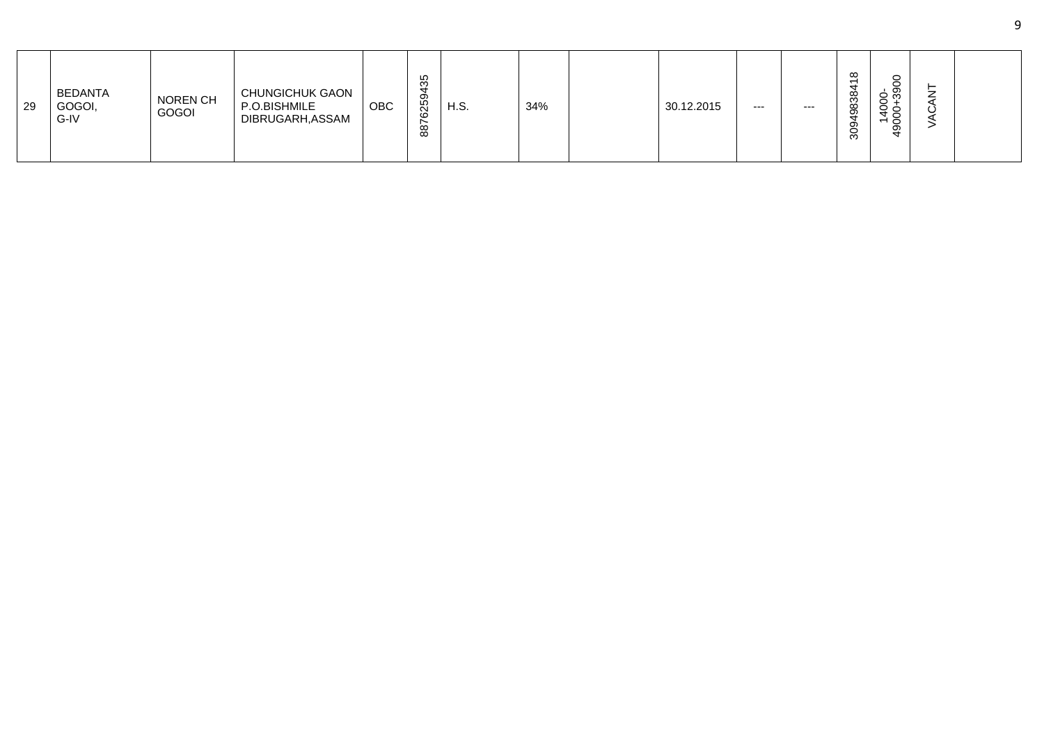| | | | | | | | | | | | | | | | |
|---|---|---|---|---|---|---|---|---|---|---|---|---|---|---|---|
| 29 | BEDANTA GOGOI, G-IV | NOREN CH GOGOI | CHUNGICHUK GAON P.O.BISHMILE DIBRUGARH,ASSAM | OBC | 8876259435 | H.S. | 34% | | 30.12.2015 | --- | --- | 30949838418 | 14000-49000+3900 | VACANT | |